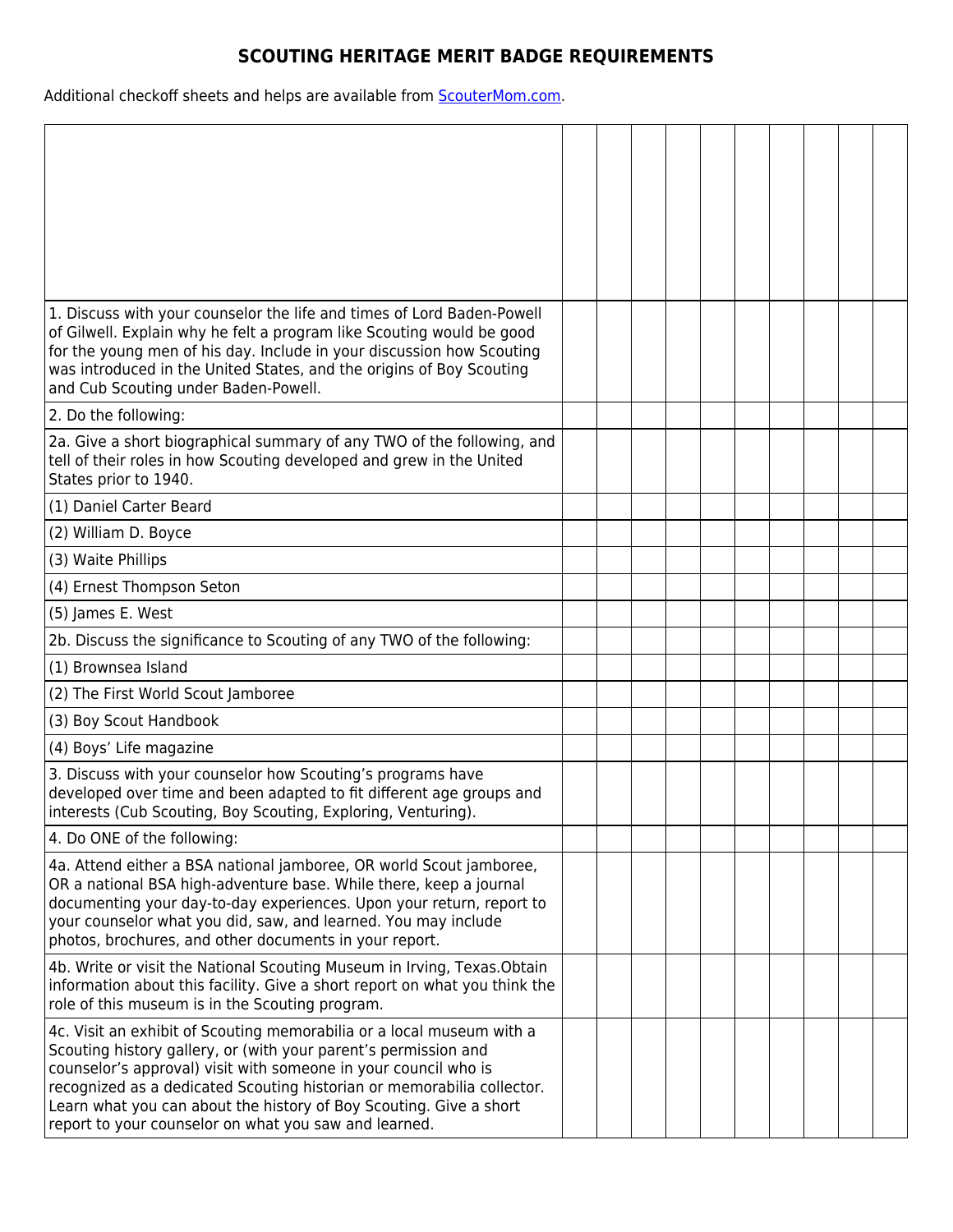# SCOUTING HERITAGE MERIT BADGE REQUIREMENTS

Additional checkoff sheets and helps are available from [ScouterMom.com](ScouterMom.com).

| | | | | | | | | | | |
|---|---|---|---|---|---|---|---|---|---|---|
| 1. Discuss with your counselor the life and times of Lord Baden-Powell of Gilwell. Explain why he felt a program like Scouting would be good for the young men of his day. Include in your discussion how Scouting was introduced in the United States, and the origins of Boy Scouting and Cub Scouting under Baden-Powell. | | | | | | | | | | |
| 2. Do the following: | | | | | | | | | | |
| 2a. Give a short biographical summary of any TWO of the following, and tell of their roles in how Scouting developed and grew in the United States prior to 1940. | | | | | | | | | | |
| (1) Daniel Carter Beard | | | | | | | | | | |
| (2) William D. Boyce | | | | | | | | | | |
| (3) Waite Phillips | | | | | | | | | | |
| (4) Ernest Thompson Seton | | | | | | | | | | |
| (5) James E. West | | | | | | | | | | |
| 2b. Discuss the significance to Scouting of any TWO of the following: | | | | | | | | | | |
| (1) Brownsea Island | | | | | | | | | | |
| (2) The First World Scout Jamboree | | | | | | | | | | |
| (3) Boy Scout Handbook | | | | | | | | | | |
| (4) Boys' Life magazine | | | | | | | | | | |
| 3. Discuss with your counselor how Scouting's programs have developed over time and been adapted to fit different age groups and interests (Cub Scouting, Boy Scouting, Exploring, Venturing). | | | | | | | | | | |
| 4. Do ONE of the following: | | | | | | | | | | |
| 4a. Attend either a BSA national jamboree, OR world Scout jamboree, OR a national BSA high-adventure base. While there, keep a journal documenting your day-to-day experiences. Upon your return, report to your counselor what you did, saw, and learned. You may include photos, brochures, and other documents in your report. | | | | | | | | | | |
| 4b. Write or visit the National Scouting Museum in Irving, Texas.Obtain information about this facility. Give a short report on what you think the role of this museum is in the Scouting program. | | | | | | | | | | |
| 4c. Visit an exhibit of Scouting memorabilia or a local museum with a Scouting history gallery, or (with your parent's permission and counselor's approval) visit with someone in your council who is recognized as a dedicated Scouting historian or memorabilia collector. Learn what you can about the history of Boy Scouting. Give a short report to your counselor on what you saw and learned. | | | | | | | | | | |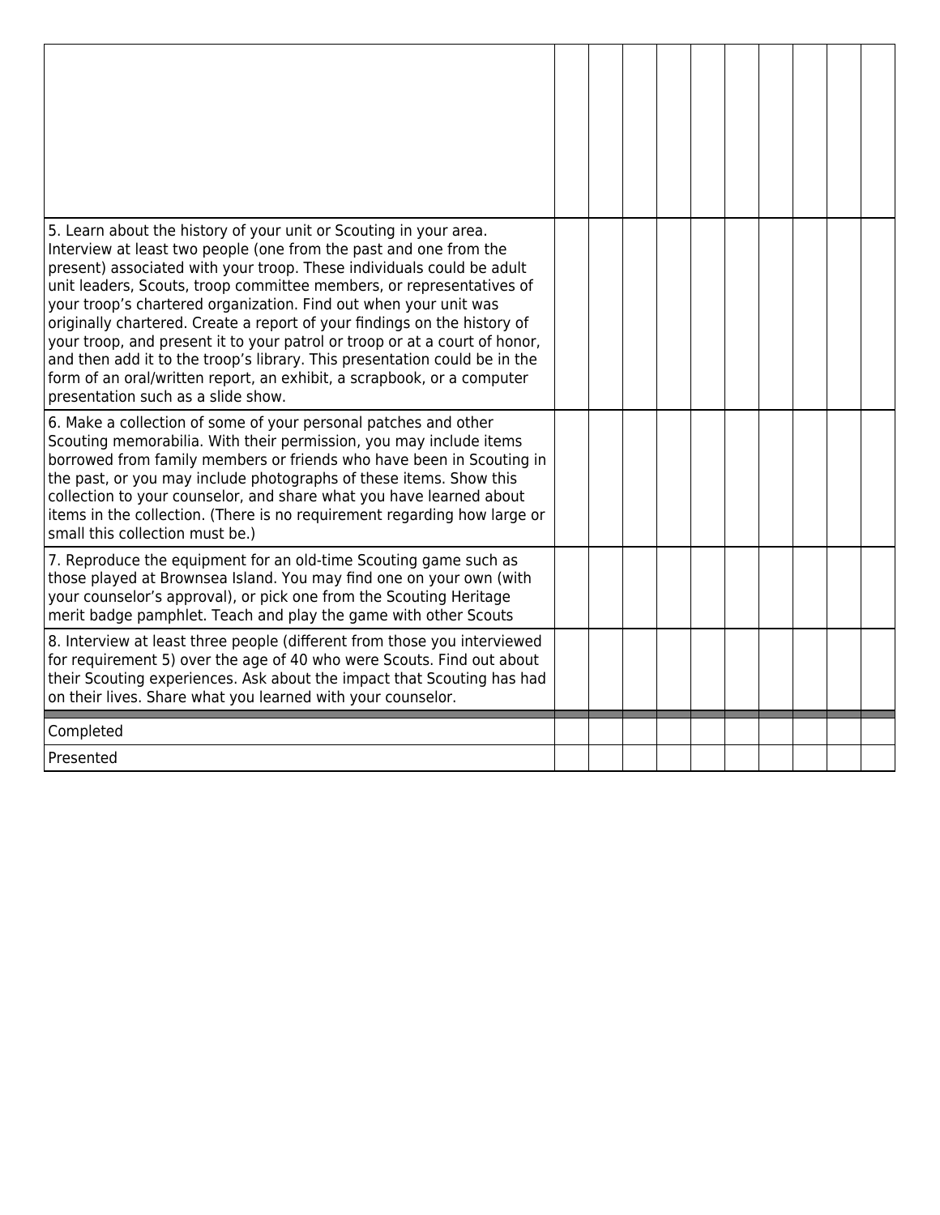| | | | | | | | | | | |
|---|---|---|---|---|---|---|---|---|---|---|
| | | | | | | | | | | |
| 5. Learn about the history of your unit or Scouting in your area. Interview at least two people (one from the past and one from the present) associated with your troop. These individuals could be adult unit leaders, Scouts, troop committee members, or representatives of your troop's chartered organization. Find out when your unit was originally chartered. Create a report of your findings on the history of your troop, and present it to your patrol or troop or at a court of honor, and then add it to the troop's library. This presentation could be in the form of an oral/written report, an exhibit, a scrapbook, or a computer presentation such as a slide show. | | | | | | | | | | |
| 6. Make a collection of some of your personal patches and other Scouting memorabilia. With their permission, you may include items borrowed from family members or friends who have been in Scouting in the past, or you may include photographs of these items. Show this collection to your counselor, and share what you have learned about items in the collection. (There is no requirement regarding how large or small this collection must be.) | | | | | | | | | | |
| 7. Reproduce the equipment for an old-time Scouting game such as those played at Brownsea Island. You may find one on your own (with your counselor's approval), or pick one from the Scouting Heritage merit badge pamphlet. Teach and play the game with other Scouts | | | | | | | | | | |
| 8. Interview at least three people (different from those you interviewed for requirement 5) over the age of 40 who were Scouts. Find out about their Scouting experiences. Ask about the impact that Scouting has had on their lives. Share what you learned with your counselor. | | | | | | | | | | |
| Completed | | | | | | | | | | |
| Presented | | | | | | | | | | |